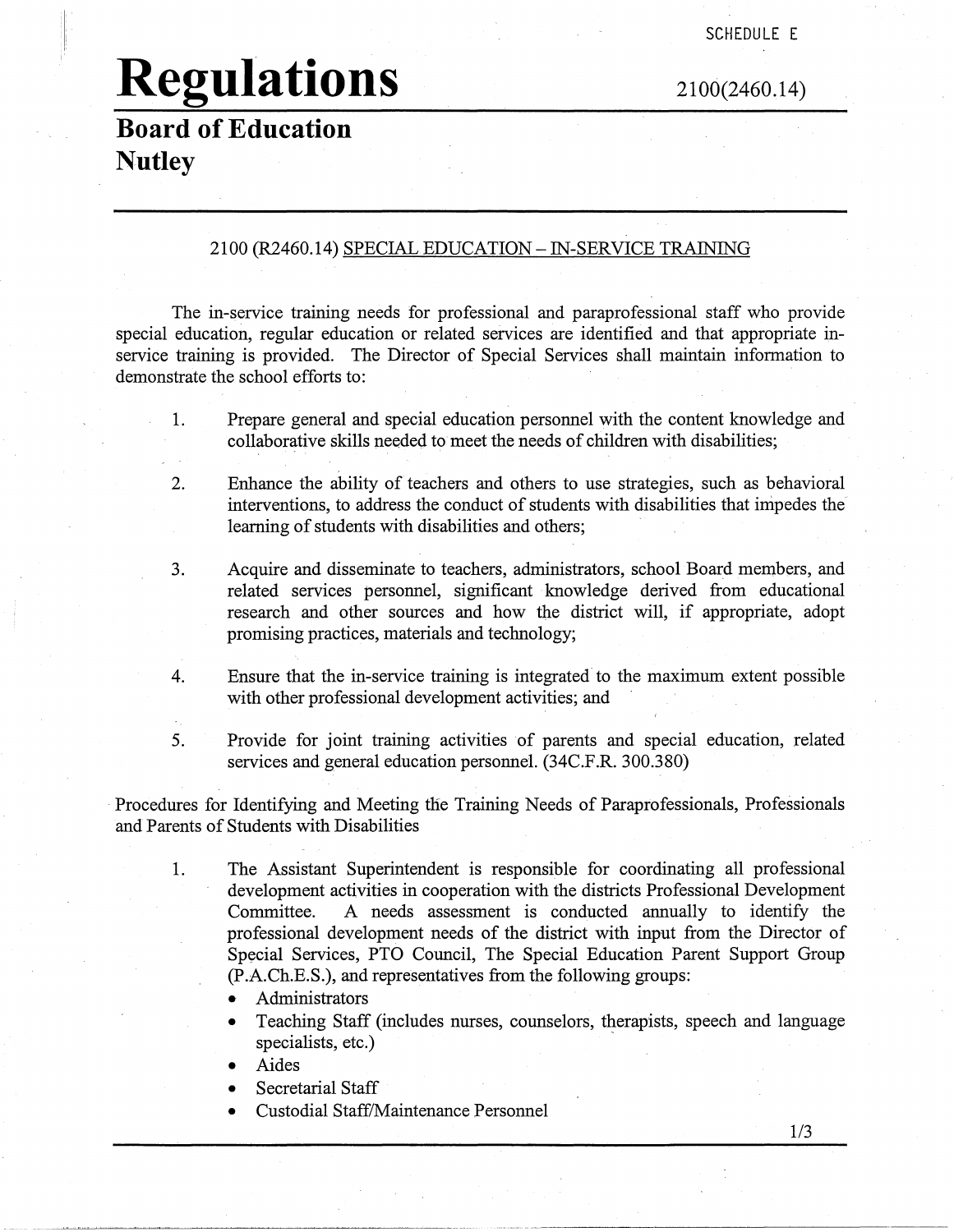SCHEDULE E

# Regulations

2100(2460.14)

## Board of Education
## Nutley

### 2100 (R2460.14) SPECIAL EDUCATION – IN-SERVICE TRAINING

The in-service training needs for professional and paraprofessional staff who provide special education, regular education or related services are identified and that appropriate in-service training is provided. The Director of Special Services shall maintain information to demonstrate the school efforts to:

1. Prepare general and special education personnel with the content knowledge and collaborative skills needed to meet the needs of children with disabilities;

2. Enhance the ability of teachers and others to use strategies, such as behavioral interventions, to address the conduct of students with disabilities that impedes the learning of students with disabilities and others;

3. Acquire and disseminate to teachers, administrators, school Board members, and related services personnel, significant knowledge derived from educational research and other sources and how the district will, if appropriate, adopt promising practices, materials and technology;

4. Ensure that the in-service training is integrated to the maximum extent possible with other professional development activities; and

5. Provide for joint training activities of parents and special education, related services and general education personnel. (34C.F.R. 300.380)

Procedures for Identifying and Meeting the Training Needs of Paraprofessionals, Professionals and Parents of Students with Disabilities

1. The Assistant Superintendent is responsible for coordinating all professional development activities in cooperation with the districts Professional Development Committee. A needs assessment is conducted annually to identify the professional development needs of the district with input from the Director of Special Services, PTO Council, The Special Education Parent Support Group (P.A.Ch.E.S.), and representatives from the following groups:
   - Administrators
   - Teaching Staff (includes nurses, counselors, therapists, speech and language specialists, etc.)
   - Aides
   - Secretarial Staff
   - Custodial Staff/Maintenance Personnel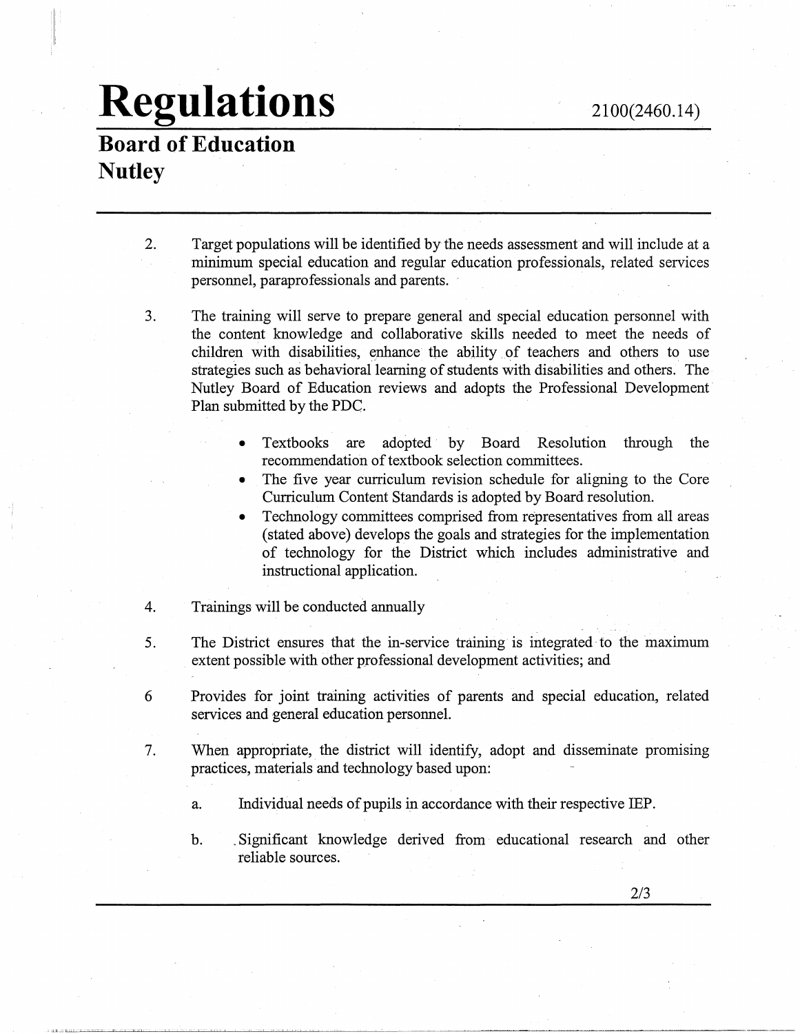2. Target populations will be identified by the needs assessment and will include at a minimum special education and regular education professionals, related services personnel, paraprofessionals and parents.

3. The training will serve to prepare general and special education personnel with the content knowledge and collaborative skills needed to meet the needs of children with disabilities, enhance the ability of teachers and others to use strategies such as behavioral learning of students with disabilities and others. The Nutley Board of Education reviews and adopts the Professional Development Plan submitted by the PDC.

   - Textbooks are adopted by Board Resolution through the recommendation of textbook selection committees.
   - The five year curriculum revision schedule for aligning to the Core Curriculum Content Standards is adopted by Board resolution.
   - Technology committees comprised from representatives from all areas (stated above) develops the goals and strategies for the implementation of technology for the District which includes administrative and instructional application.

4. Trainings will be conducted annually

5. The District ensures that the in-service training is integrated to the maximum extent possible with other professional development activities; and

6 Provides for joint training activities of parents and special education, related services and general education personnel.

7. When appropriate, the district will identify, adopt and disseminate promising practices, materials and technology based upon:

   a. Individual needs of pupils in accordance with their respective IEP.

   b. Significant knowledge derived from educational research and other reliable sources.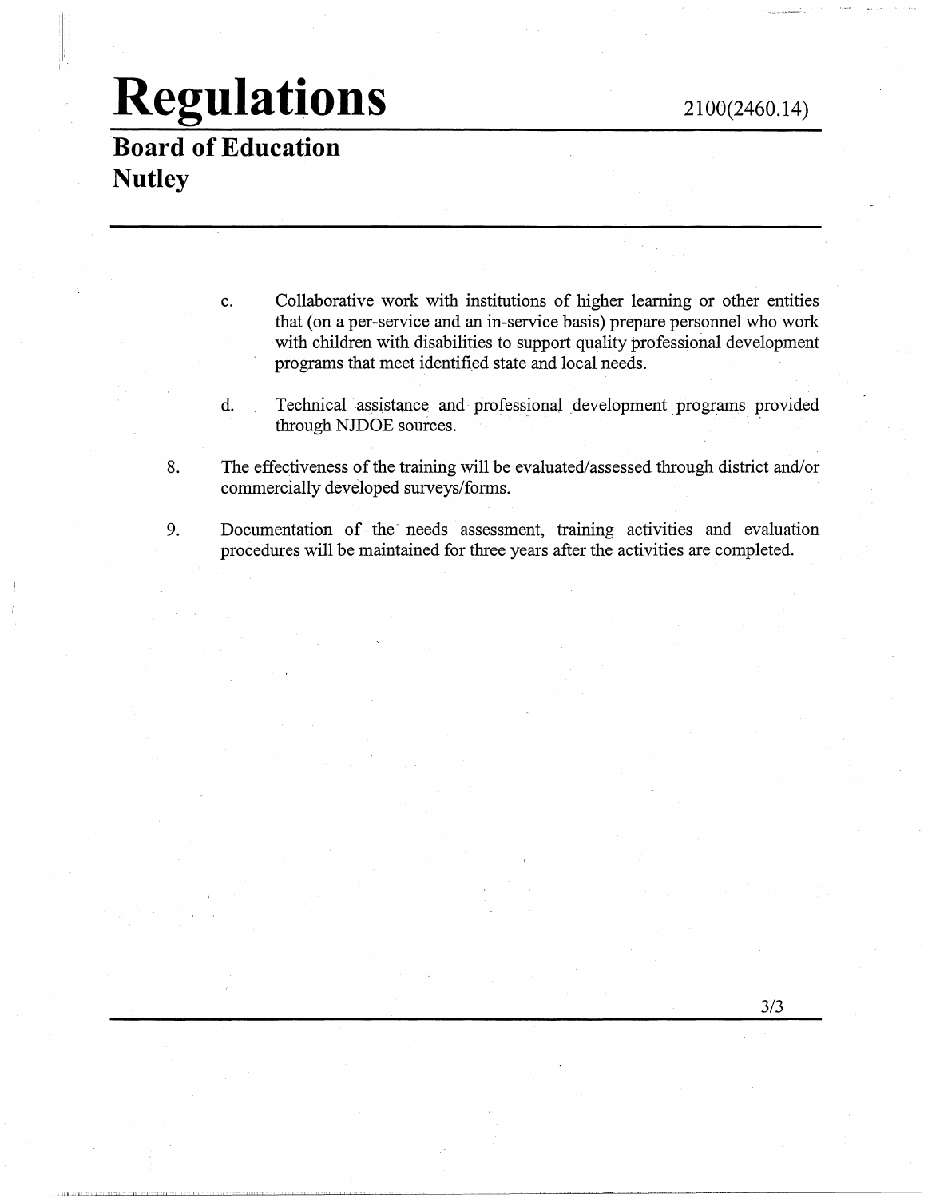c. Collaborative work with institutions of higher learning or other entities that (on a per-service and an in-service basis) prepare personnel who work with children with disabilities to support quality professional development programs that meet identified state and local needs.

d. Technical assistance and professional development programs provided through NJDOE sources.

8. The effectiveness of the training will be evaluated/assessed through district and/or commercially developed surveys/forms.

9. Documentation of the needs assessment, training activities and evaluation procedures will be maintained for three years after the activities are completed.